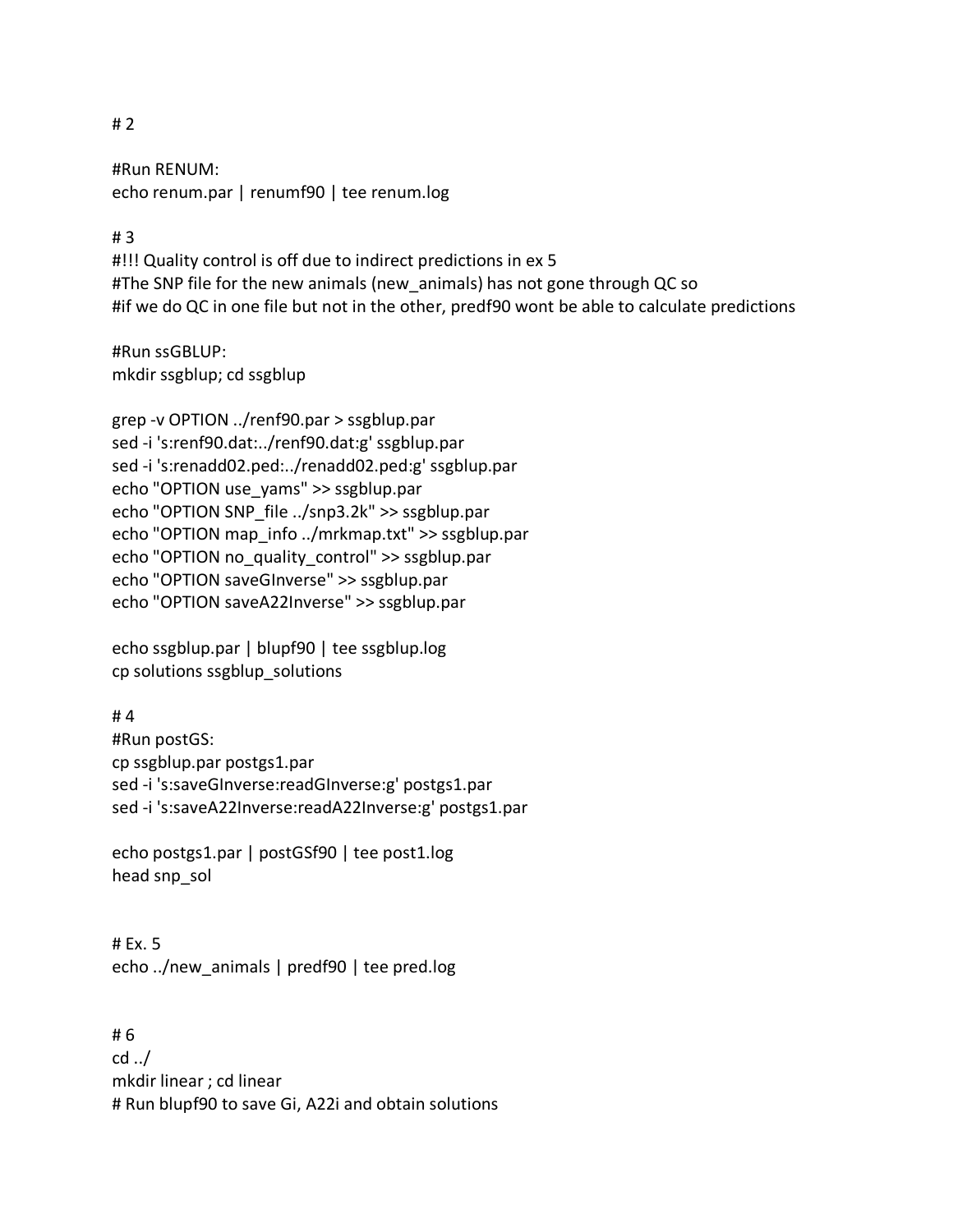```
# 2

#Run RENUM:
echo renum.par | renumf90 | tee renum.log

# 3
#!!! Quality control is off due to indirect predictions in ex 5
#The SNP file for the new animals (new_animals) has not gone through QC so
#if we do QC in one file but not in the other, predf90 wont be able to calculate predictions

#Run ssGBLUP:
mkdir ssgblup; cd ssgblup

grep -v OPTION ../renf90.par > ssgblup.par
sed -i 's:renf90.dat:../renf90.dat:g' ssgblup.par
sed -i 's:renadd02.ped:../renadd02.ped:g' ssgblup.par
echo "OPTION use_yams" >> ssgblup.par
echo "OPTION SNP_file ../snp3.2k" >> ssgblup.par
echo "OPTION map_info ../mrkmap.txt" >> ssgblup.par
echo "OPTION no_quality_control" >> ssgblup.par
echo "OPTION saveGInverse" >> ssgblup.par
echo "OPTION saveA22Inverse" >> ssgblup.par

echo ssgblup.par | blupf90 | tee ssgblup.log
cp solutions ssgblup_solutions

# 4
#Run postGS:
cp ssgblup.par postgs1.par
sed -i 's:saveGInverse:readGInverse:g' postgs1.par
sed -i 's:saveA22Inverse:readA22Inverse:g' postgs1.par

echo postgs1.par | postGSf90 | tee post1.log
head snp_sol


# Ex. 5
echo ../new_animals | predf90 | tee pred.log


# 6
cd ../
mkdir linear ; cd linear
# Run blupf90 to save Gi, A22i and obtain solutions
```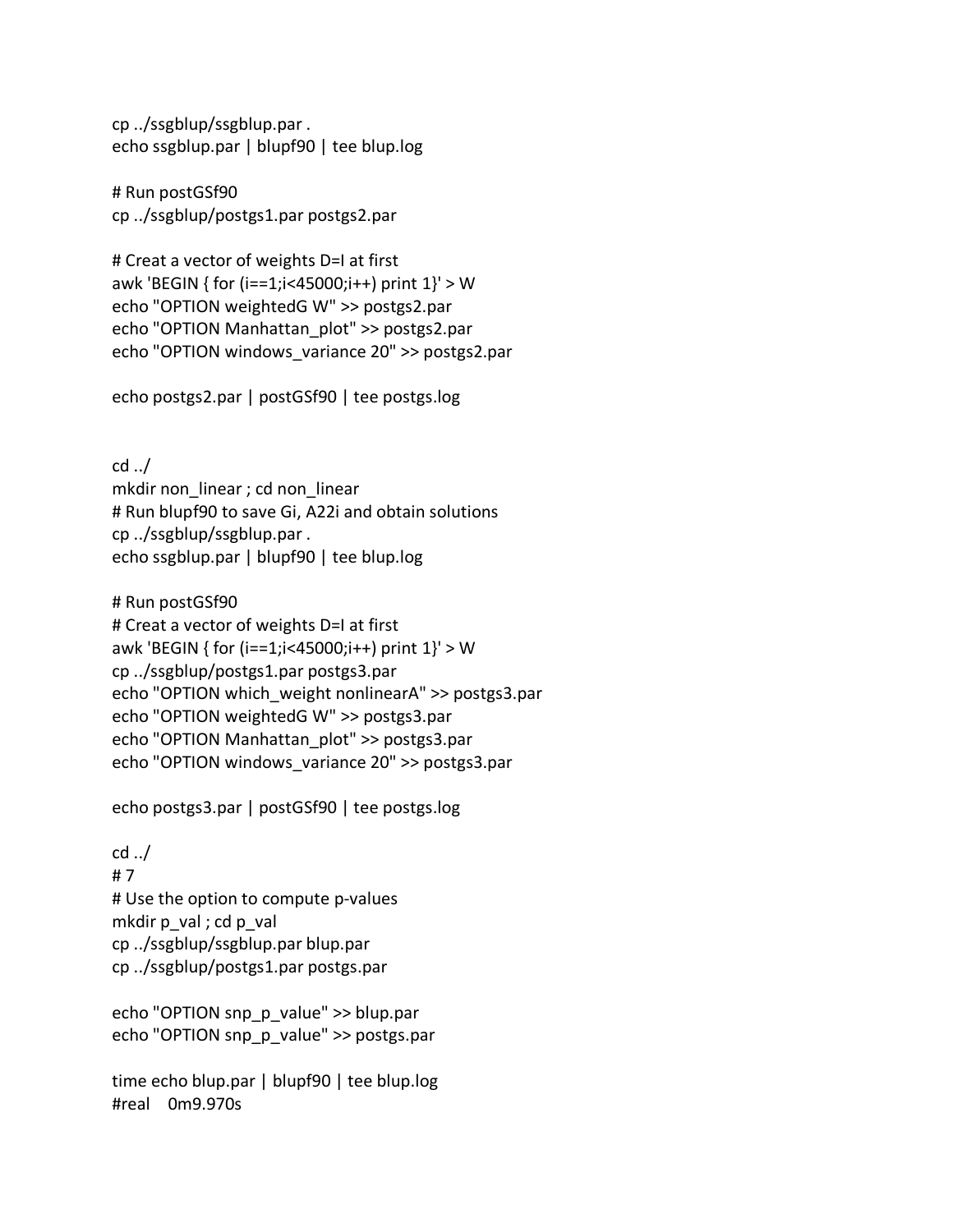```
cp ../ssgblup/ssgblup.par .
echo ssgblup.par | blupf90 | tee blup.log

# Run postGSf90
cp ../ssgblup/postgs1.par postgs2.par

# Creat a vector of weights D=I at first
awk 'BEGIN { for (i==1;i<45000;i++) print 1}' > W
echo "OPTION weightedG W" >> postgs2.par
echo "OPTION Manhattan_plot" >> postgs2.par
echo "OPTION windows_variance 20" >> postgs2.par

echo postgs2.par | postGSf90 | tee postgs.log


cd ../
mkdir non_linear ; cd non_linear
# Run blupf90 to save Gi, A22i and obtain solutions
cp ../ssgblup/ssgblup.par .
echo ssgblup.par | blupf90 | tee blup.log

# Run postGSf90
# Creat a vector of weights D=I at first
awk 'BEGIN { for (i==1;i<45000;i++) print 1}' > W
cp ../ssgblup/postgs1.par postgs3.par
echo "OPTION which_weight nonlinearA" >> postgs3.par
echo "OPTION weightedG W" >> postgs3.par
echo "OPTION Manhattan_plot" >> postgs3.par
echo "OPTION windows_variance 20" >> postgs3.par

echo postgs3.par | postGSf90 | tee postgs.log

cd ../
# 7
# Use the option to compute p-values
mkdir p_val ; cd p_val
cp ../ssgblup/ssgblup.par blup.par
cp ../ssgblup/postgs1.par postgs.par

echo "OPTION snp_p_value" >> blup.par
echo "OPTION snp_p_value" >> postgs.par

time echo blup.par | blupf90 | tee blup.log
#real    0m9.970s
```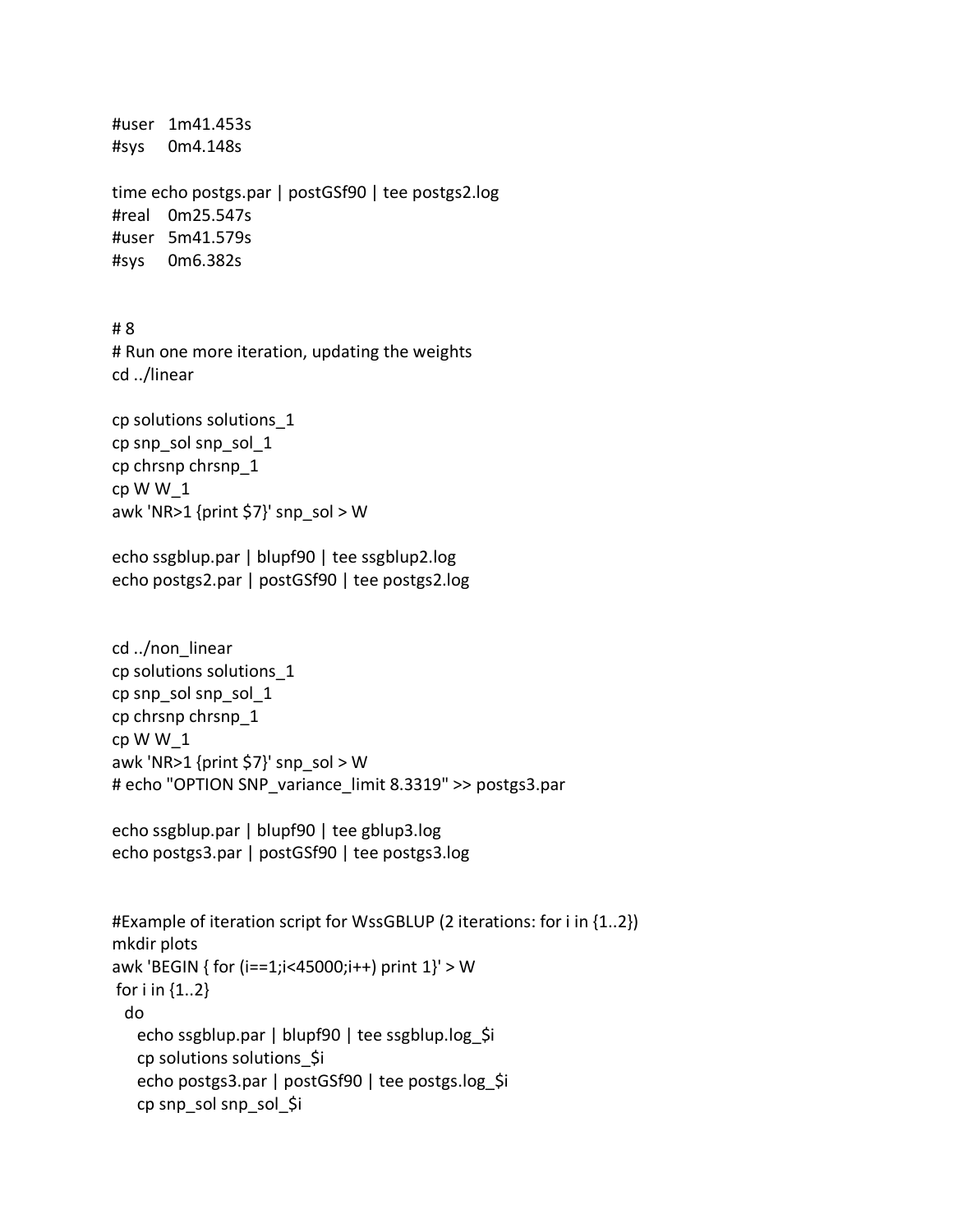```
#user   1m41.453s
#sys    0m4.148s

time echo postgs.par | postGSf90 | tee postgs2.log
#real   0m25.547s
#user   5m41.579s
#sys    0m6.382s


# 8
# Run one more iteration, updating the weights
cd ../linear

cp solutions solutions_1
cp snp_sol snp_sol_1
cp chrsnp chrsnp_1
cp W W_1
awk 'NR>1 {print $7}' snp_sol > W

echo ssgblup.par | blupf90 | tee ssgblup2.log
echo postgs2.par | postGSf90 | tee postgs2.log


cd ../non_linear
cp solutions solutions_1
cp snp_sol snp_sol_1
cp chrsnp chrsnp_1
cp W W_1
awk 'NR>1 {print $7}' snp_sol > W
# echo "OPTION SNP_variance_limit 8.3319" >> postgs3.par

echo ssgblup.par | blupf90 | tee gblup3.log
echo postgs3.par | postGSf90 | tee postgs3.log


#Example of iteration script for WssGBLUP (2 iterations: for i in {1..2})
mkdir plots
awk 'BEGIN { for (i==1;i<45000;i++) print 1}' > W
 for i in {1..2}
  do
    echo ssgblup.par | blupf90 | tee ssgblup.log_$i
    cp solutions solutions_$i
    echo postgs3.par | postGSf90 | tee postgs.log_$i
    cp snp_sol snp_sol_$i
```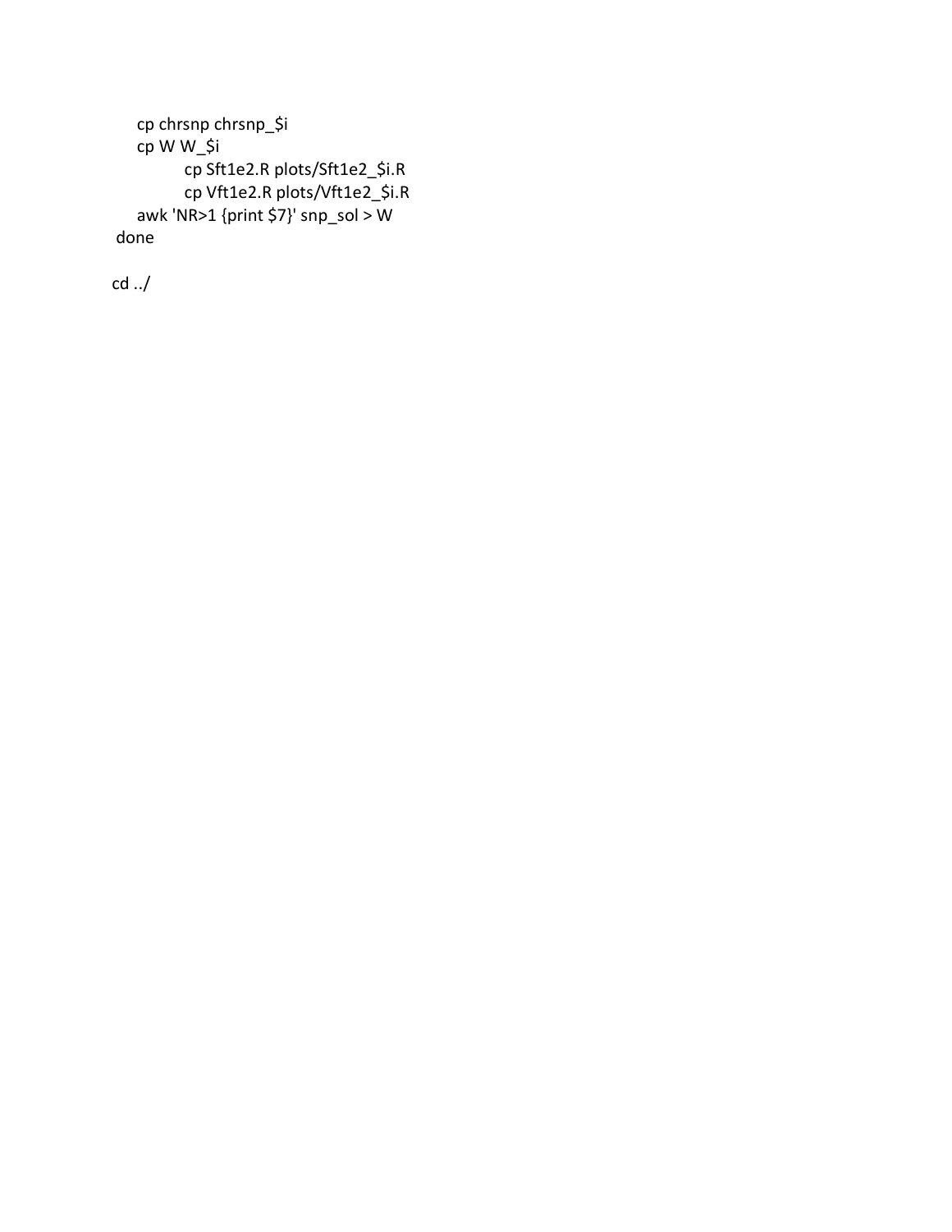```
    cp chrsnp chrsnp_$i
    cp W W_$i
            cp Sft1e2.R plots/Sft1e2_$i.R
            cp Vft1e2.R plots/Vft1e2_$i.R
    awk 'NR>1 {print $7}' snp_sol > W
done

cd ../
```